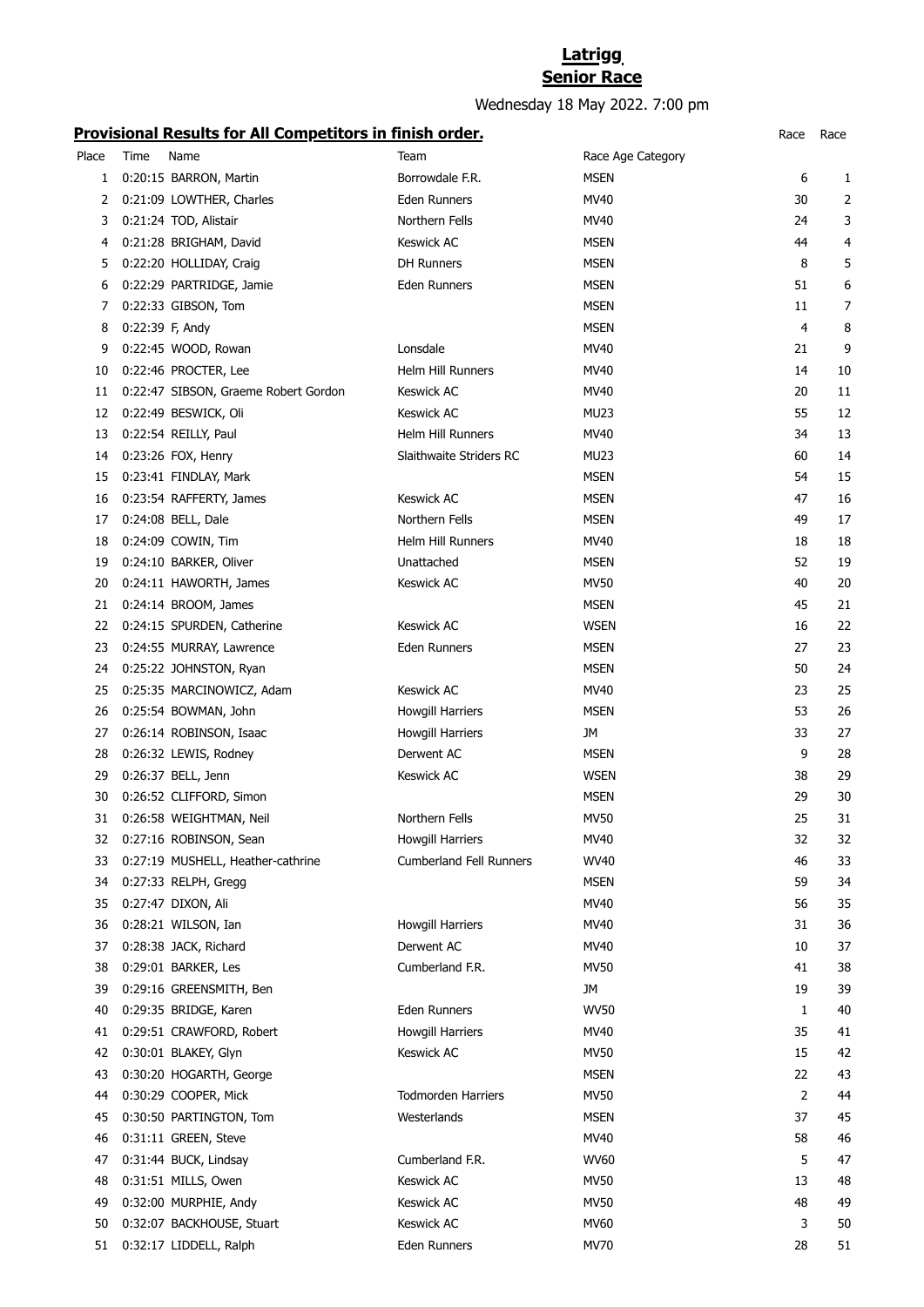# Latrigg
## Senior Race

Wednesday 18 May 2022. 7:00 pm

**Provisional Results for All Competitors in finish order.**

| Place | Time | Name | Team | Race Age Category | Race | Race |
|---|---|---|---|---|---|---|
| 1 | 0:20:15 | BARRON, Martin | Borrowdale F.R. | MSEN | 6 | 1 |
| 2 | 0:21:09 | LOWTHER, Charles | Eden Runners | MV40 | 30 | 2 |
| 3 | 0:21:24 | TOD, Alistair | Northern Fells | MV40 | 24 | 3 |
| 4 | 0:21:28 | BRIGHAM, David | Keswick AC | MSEN | 44 | 4 |
| 5 | 0:22:20 | HOLLIDAY, Craig | DH Runners | MSEN | 8 | 5 |
| 6 | 0:22:29 | PARTRIDGE, Jamie | Eden Runners | MSEN | 51 | 6 |
| 7 | 0:22:33 | GIBSON, Tom | | MSEN | 11 | 7 |
| 8 | 0:22:39 | F, Andy | | MSEN | 4 | 8 |
| 9 | 0:22:45 | WOOD, Rowan | Lonsdale | MV40 | 21 | 9 |
| 10 | 0:22:46 | PROCTER, Lee | Helm Hill Runners | MV40 | 14 | 10 |
| 11 | 0:22:47 | SIBSON, Graeme Robert Gordon | Keswick AC | MV40 | 20 | 11 |
| 12 | 0:22:49 | BESWICK, Oli | Keswick AC | MU23 | 55 | 12 |
| 13 | 0:22:54 | REILLY, Paul | Helm Hill Runners | MV40 | 34 | 13 |
| 14 | 0:23:26 | FOX, Henry | Slaithwaite Striders RC | MU23 | 60 | 14 |
| 15 | 0:23:41 | FINDLAY, Mark | | MSEN | 54 | 15 |
| 16 | 0:23:54 | RAFFERTY, James | Keswick AC | MSEN | 47 | 16 |
| 17 | 0:24:08 | BELL, Dale | Northern Fells | MSEN | 49 | 17 |
| 18 | 0:24:09 | COWIN, Tim | Helm Hill Runners | MV40 | 18 | 18 |
| 19 | 0:24:10 | BARKER, Oliver | Unattached | MSEN | 52 | 19 |
| 20 | 0:24:11 | HAWORTH, James | Keswick AC | MV50 | 40 | 20 |
| 21 | 0:24:14 | BROOM, James | | MSEN | 45 | 21 |
| 22 | 0:24:15 | SPURDEN, Catherine | Keswick AC | WSEN | 16 | 22 |
| 23 | 0:24:55 | MURRAY, Lawrence | Eden Runners | MSEN | 27 | 23 |
| 24 | 0:25:22 | JOHNSTON, Ryan | | MSEN | 50 | 24 |
| 25 | 0:25:35 | MARCINOWICZ, Adam | Keswick AC | MV40 | 23 | 25 |
| 26 | 0:25:54 | BOWMAN, John | Howgill Harriers | MSEN | 53 | 26 |
| 27 | 0:26:14 | ROBINSON, Isaac | Howgill Harriers | JM | 33 | 27 |
| 28 | 0:26:32 | LEWIS, Rodney | Derwent AC | MSEN | 9 | 28 |
| 29 | 0:26:37 | BELL, Jenn | Keswick AC | WSEN | 38 | 29 |
| 30 | 0:26:52 | CLIFFORD, Simon | | MSEN | 29 | 30 |
| 31 | 0:26:58 | WEIGHTMAN, Neil | Northern Fells | MV50 | 25 | 31 |
| 32 | 0:27:16 | ROBINSON, Sean | Howgill Harriers | MV40 | 32 | 32 |
| 33 | 0:27:19 | MUSHELL, Heather-cathrine | Cumberland Fell Runners | WV40 | 46 | 33 |
| 34 | 0:27:33 | RELPH, Gregg | | MSEN | 59 | 34 |
| 35 | 0:27:47 | DIXON, Ali | | MV40 | 56 | 35 |
| 36 | 0:28:21 | WILSON, Ian | Howgill Harriers | MV40 | 31 | 36 |
| 37 | 0:28:38 | JACK, Richard | Derwent AC | MV40 | 10 | 37 |
| 38 | 0:29:01 | BARKER, Les | Cumberland F.R. | MV50 | 41 | 38 |
| 39 | 0:29:16 | GREENSMITH, Ben | | JM | 19 | 39 |
| 40 | 0:29:35 | BRIDGE, Karen | Eden Runners | WV50 | 1 | 40 |
| 41 | 0:29:51 | CRAWFORD, Robert | Howgill Harriers | MV40 | 35 | 41 |
| 42 | 0:30:01 | BLAKEY, Glyn | Keswick AC | MV50 | 15 | 42 |
| 43 | 0:30:20 | HOGARTH, George | | MSEN | 22 | 43 |
| 44 | 0:30:29 | COOPER, Mick | Todmorden Harriers | MV50 | 2 | 44 |
| 45 | 0:30:50 | PARTINGTON, Tom | Westerlands | MSEN | 37 | 45 |
| 46 | 0:31:11 | GREEN, Steve | | MV40 | 58 | 46 |
| 47 | 0:31:44 | BUCK, Lindsay | Cumberland F.R. | WV60 | 5 | 47 |
| 48 | 0:31:51 | MILLS, Owen | Keswick AC | MV50 | 13 | 48 |
| 49 | 0:32:00 | MURPHIE, Andy | Keswick AC | MV50 | 48 | 49 |
| 50 | 0:32:07 | BACKHOUSE, Stuart | Keswick AC | MV60 | 3 | 50 |
| 51 | 0:32:17 | LIDDELL, Ralph | Eden Runners | MV70 | 28 | 51 |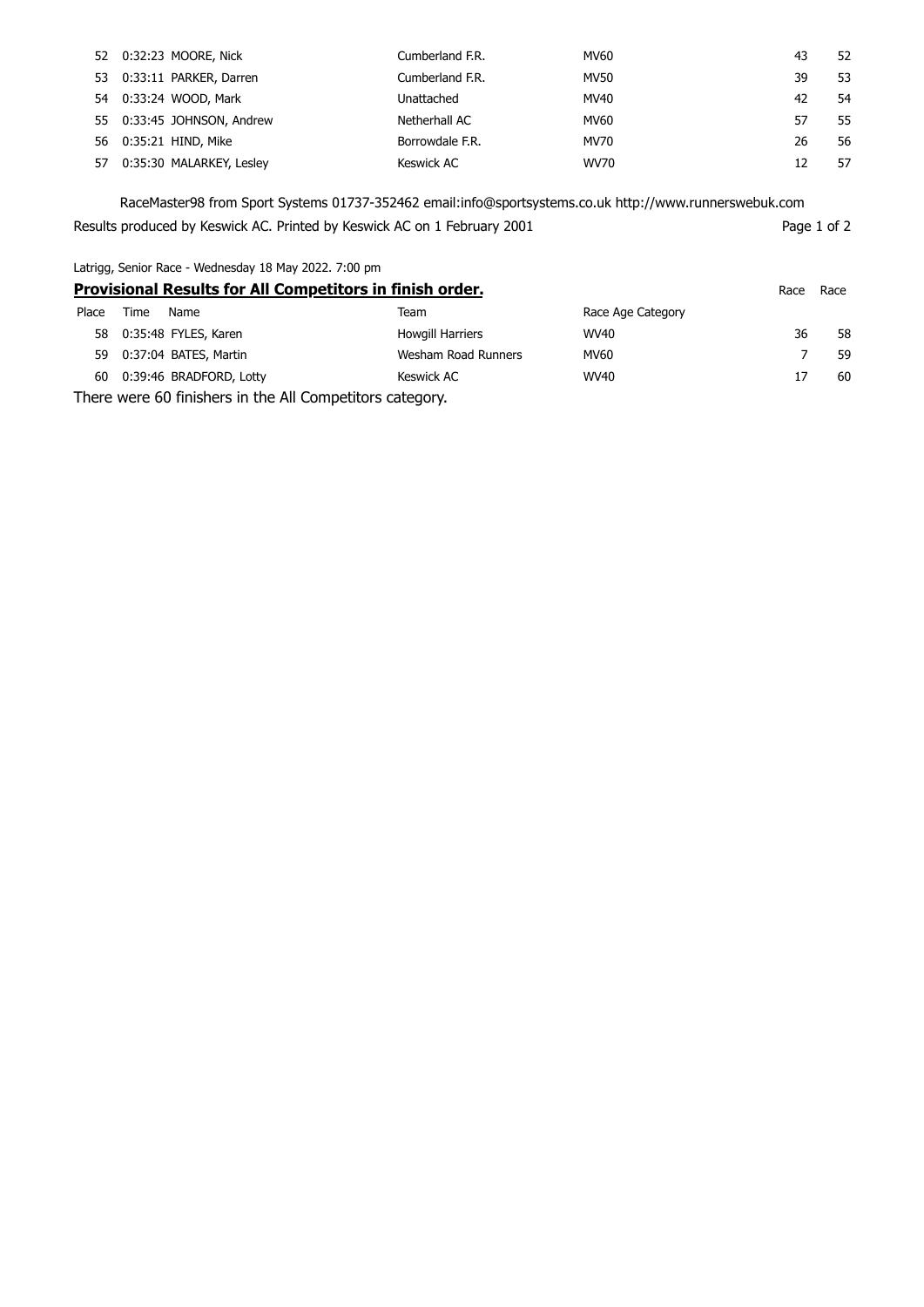| Place | Time | Name | Team | Race Age Category | Race | Race |
|---|---|---|---|---|---|---|
| 52 | 0:32:23 | MOORE, Nick | Cumberland F.R. | MV60 | 43 | 52 |
| 53 | 0:33:11 | PARKER, Darren | Cumberland F.R. | MV50 | 39 | 53 |
| 54 | 0:33:24 | WOOD, Mark | Unattached | MV40 | 42 | 54 |
| 55 | 0:33:45 | JOHNSON, Andrew | Netherhall AC | MV60 | 57 | 55 |
| 56 | 0:35:21 | HIND, Mike | Borrowdale F.R. | MV70 | 26 | 56 |
| 57 | 0:35:30 | MALARKEY, Lesley | Keswick AC | WV70 | 12 | 57 |
| 58 | 0:35:48 | FYLES, Karen | Howgill Harriers | WV40 | 36 | 58 |
| 59 | 0:37:04 | BATES, Martin | Wesham Road Runners | MV60 | 7 | 59 |
| 60 | 0:39:46 | BRADFORD, Lotty | Keswick AC | WV40 | 17 | 60 |

RaceMaster98 from Sport Systems 01737-352462 email:info@sportsystems.co.uk http://www.runnerswebuk.com

Results produced by Keswick AC. Printed by Keswick AC on 1 February 2001

Latrigg, Senior Race - Wednesday 18 May 2022. 7:00 pm

**Provisional Results for All Competitors in finish order.**

There were 60 finishers in the All Competitors category.